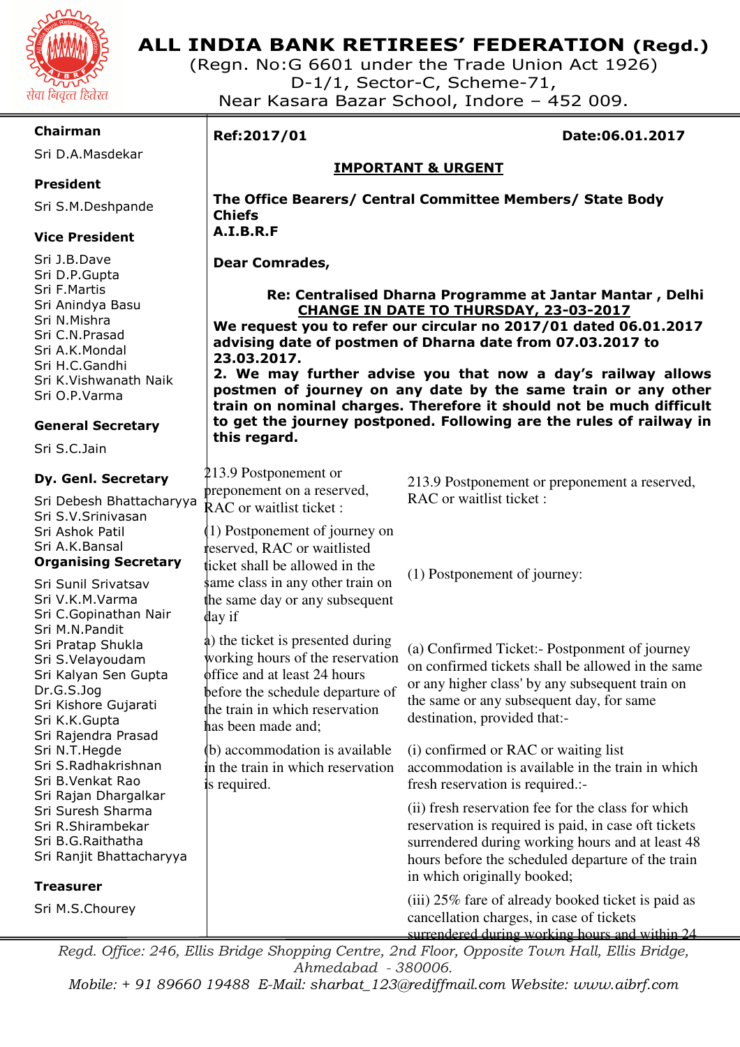# ALL INDIA BANK RETIREES' FEDERATION (Regd.)

(Regn. No:G 6601 under the Trade Union Act 1926)
D-1/1, Sector-C, Scheme-71,
Near Kasara Bazar School, Indore – 452 009.

सेवा निवृत्त हितरत

**Chairman**
Sri D.A.Masdekar

**President**
Sri S.M.Deshpande

**Vice President**
Sri J.B.Dave
Sri D.P.Gupta
Sri F.Martis
Sri Anindya Basu
Sri N.Mishra
Sri C.N.Prasad
Sri A.K.Mondal
Sri H.C.Gandhi
Sri K.Vishwanath Naik
Sri O.P.Varma

**General Secretary**
Sri S.C.Jain

**Dy. Genl. Secretary**
Sri Debesh Bhattacharyya
Sri S.V.Srinivasan
Sri Ashok Patil
Sri A.K.Bansal

**Organising Secretary**
Sri Sunil Srivatsav
Sri V.K.M.Varma
Sri C.Gopinathan Nair
Sri M.N.Pandit
Sri Pratap Shukla
Sri S.Velayoudam
Sri Kalyan Sen Gupta
Dr.G.S.Jog
Sri Kishore Gujarati
Sri K.K.Gupta
Sri Rajendra Prasad
Sri N.T.Hegde
Sri S.Radhakrishnan
Sri B.Venkat Rao
Sri Rajan Dhargalkar
Sri Suresh Sharma
Sri R.Shirambekar
Sri B.G.Raithatha
Sri Ranjit Bhattacharyya

**Treasurer**
Sri M.S.Chourey

---

**Ref:2017/01** **Date:06.01.2017**

**IMPORTANT & URGENT**

**The Office Bearers/ Central Committee Members/ State Body Chiefs**
**A.I.B.R.F**

**Dear Comrades,**

**Re: Centralised Dharna Programme at Jantar Mantar , Delhi**
**CHANGE IN DATE TO THURSDAY, 23-03-2017**

**We request you to refer our circular no 2017/01 dated 06.01.2017 advising date of postmen of Dharna date from 07.03.2017 to 23.03.2017.**

**2. We may further advise you that now a day's railway allows postmen of journey on any date by the same train or any other train on nominal charges. Therefore it should not be much difficult to get the journey postponed. Following are the rules of railway in this regard.**

| | |
|---|---|
| 213.9 Postponement or preponement on a reserved, RAC or waitlist ticket : | 213.9 Postponement or preponement a reserved, RAC or waitlist ticket : |
| (1) Postponement of journey on reserved, RAC or waitlisted ticket shall be allowed in the same class in any other train on the same day or any subsequent day if | (1) Postponement of journey: |
| a) the ticket is presented during working hours of the reservation office and at least 24 hours before the schedule departure of the train in which reservation has been made and; | (a) Confirmed Ticket:- Postponment of journey on confirmed tickets shall be allowed in the same or any higher class' by any subsequent train on the same or any subsequent day, for same destination, provided that:- |
| (b) accommodation is available in the train in which reservation is required. | (i) confirmed or RAC or waiting list accommodation is available in the train in which fresh reservation is required.:- |
| | (ii) fresh reservation fee for the class for which reservation is required is paid, in case oft tickets surrendered during working hours and at least 48 hours before the scheduled departure of the train in which originally booked; |
| | (iii) 25% fare of already booked ticket is paid as cancellation charges, in case of tickets surrendered during working hours and within 24 |

*Regd. Office: 246, Ellis Bridge Shopping Centre, 2nd Floor, Opposite Town Hall, Ellis Bridge, Ahmedabad - 380006.*
*Mobile: + 91 89660 19488 E-Mail: sharbat_123@rediffmail.com Website: www.aibrf.com*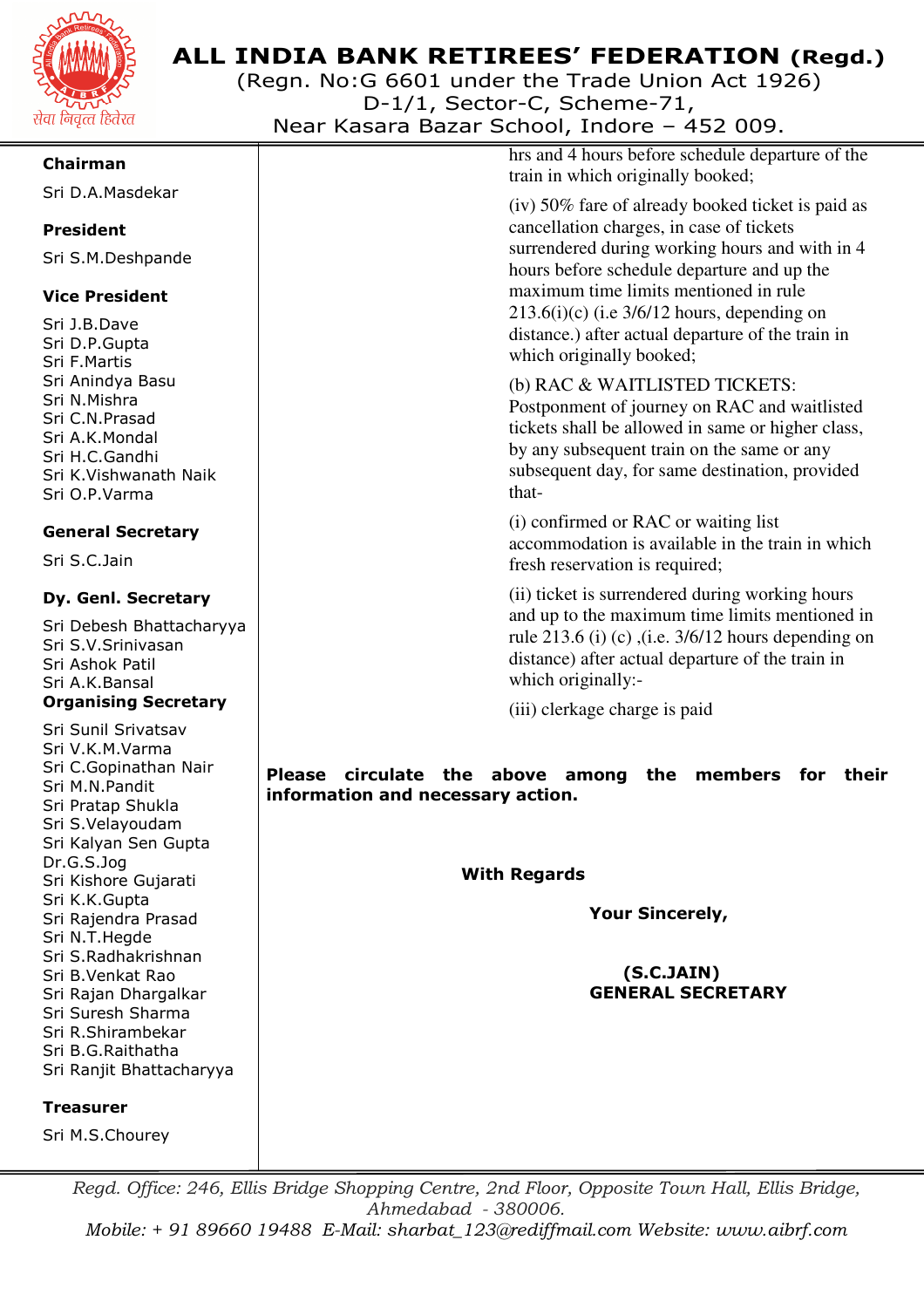# ALL INDIA BANK RETIREES' FEDERATION (Regd.)

(Regn. No:G 6601 under the Trade Union Act 1926)
D-1/1, Sector-C, Scheme-71,
Near Kasara Bazar School, Indore – 452 009.

**Chairman**

Sri D.A.Masdekar

**President**

Sri S.M.Deshpande

**Vice President**

Sri J.B.Dave
Sri D.P.Gupta
Sri F.Martis
Sri Anindya Basu
Sri N.Mishra
Sri C.N.Prasad
Sri A.K.Mondal
Sri H.C.Gandhi
Sri K.Vishwanath Naik
Sri O.P.Varma

**General Secretary**

Sri S.C.Jain

**Dy. Genl. Secretary**

Sri Debesh Bhattacharyya
Sri S.V.Srinivasan
Sri Ashok Patil
Sri A.K.Bansal

**Organising Secretary**

Sri Sunil Srivatsav
Sri V.K.M.Varma
Sri C.Gopinathan Nair
Sri M.N.Pandit
Sri Pratap Shukla
Sri S.Velayoudam
Sri Kalyan Sen Gupta
Dr.G.S.Jog
Sri Kishore Gujarati
Sri K.K.Gupta
Sri Rajendra Prasad
Sri N.T.Hegde
Sri S.Radhakrishnan
Sri B.Venkat Rao
Sri Rajan Dhargalkar
Sri Suresh Sharma
Sri R.Shirambekar
Sri B.G.Raithatha
Sri Ranjit Bhattacharyya

**Treasurer**

Sri M.S.Chourey

hrs and 4 hours before schedule departure of the train in which originally booked;

(iv) 50% fare of already booked ticket is paid as cancellation charges, in case of tickets surrendered during working hours and with in 4 hours before schedule departure and up the maximum time limits mentioned in rule 213.6(i)(c) (i.e 3/6/12 hours, depending on distance.) after actual departure of the train in which originally booked;

(b) RAC & WAITLISTED TICKETS: Postponment of journey on RAC and waitlisted tickets shall be allowed in same or higher class, by any subsequent train on the same or any subsequent day, for same destination, provided that-

(i) confirmed or RAC or waiting list accommodation is available in the train in which fresh reservation is required;

(ii) ticket is surrendered during working hours and up to the maximum time limits mentioned in rule 213.6 (i) (c) ,(i.e. 3/6/12 hours depending on distance) after actual departure of the train in which originally:-

(iii) clerkage charge is paid

**Please circulate the above among the members for their information and necessary action.**

**With Regards**

**Your Sincerely,**

**(S.C.JAIN)**
**GENERAL SECRETARY**

*Regd. Office: 246, Ellis Bridge Shopping Centre, 2nd Floor, Opposite Town Hall, Ellis Bridge, Ahmedabad - 380006.*
*Mobile: + 91 89660 19488 E-Mail: sharbat_123@rediffmail.com Website: www.aibrf.com*